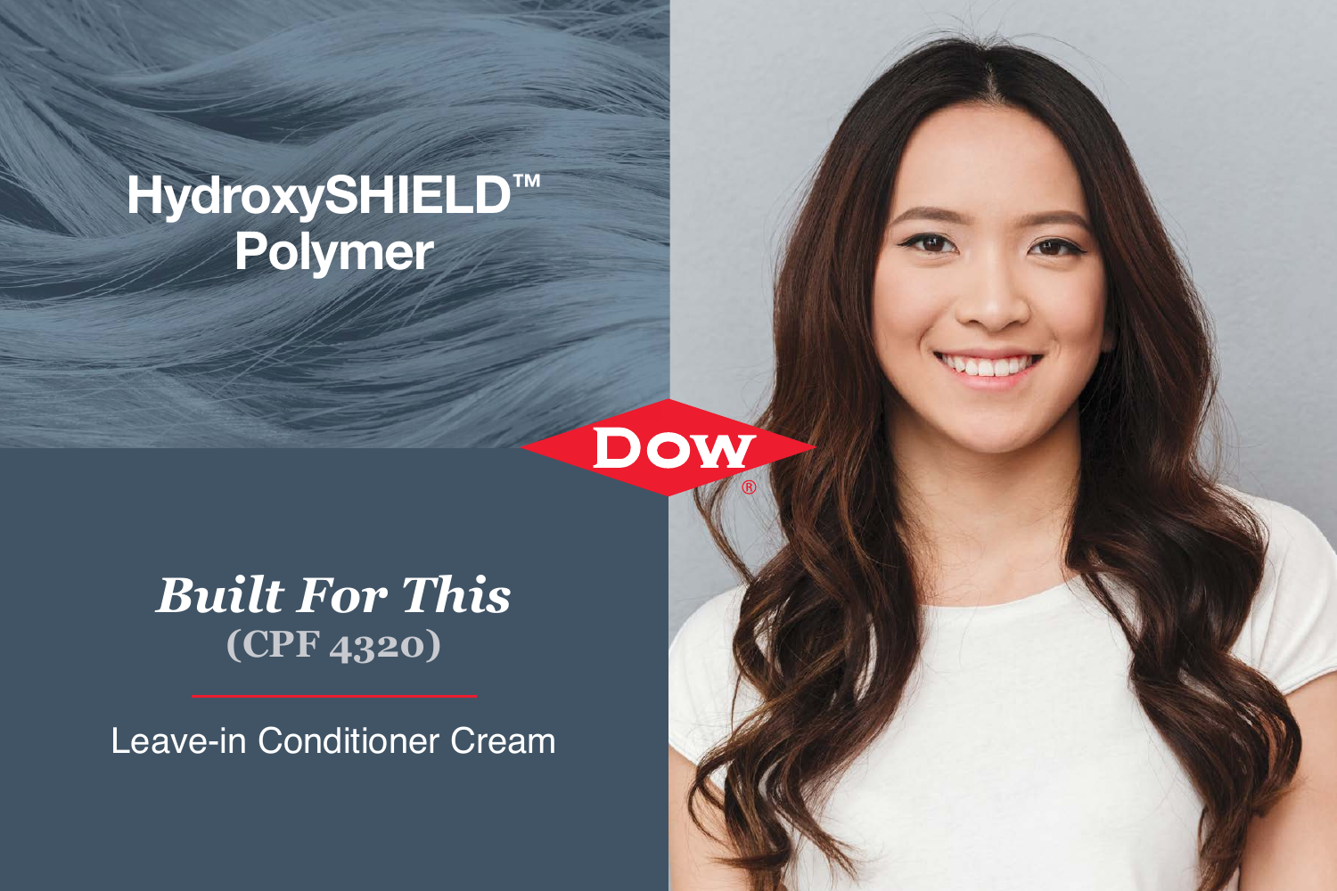# HydroxySHIELD™ Polymer

Dow®

## *Built For This*

**(CPF 4320)**

Leave-in Conditioner Cream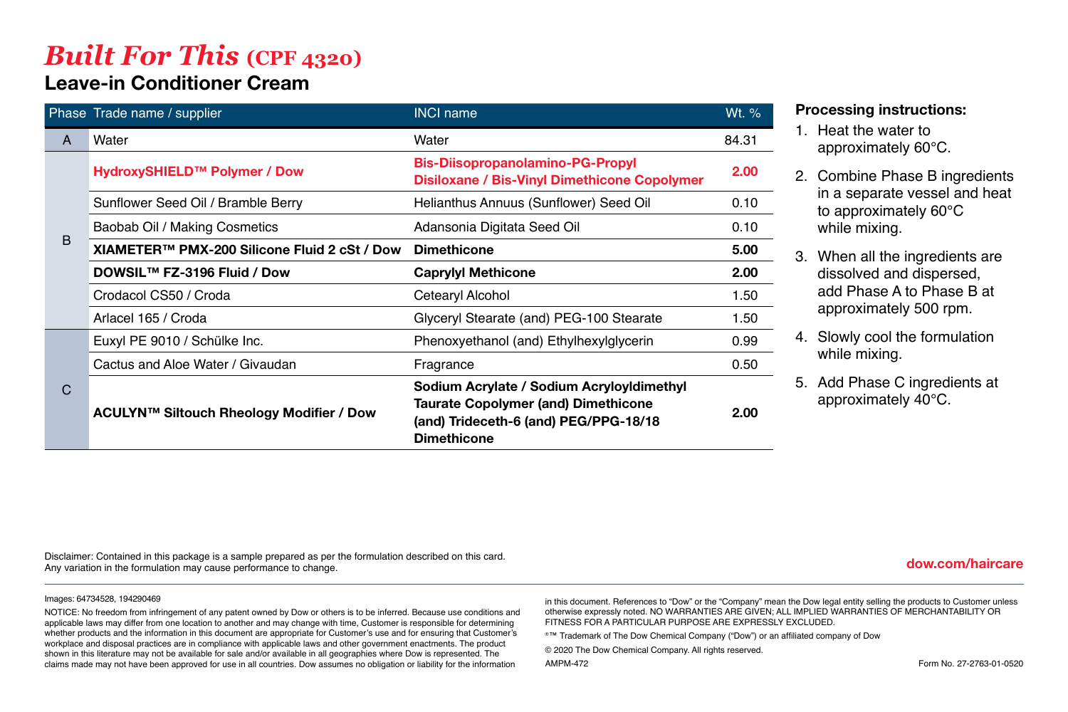# *Built For This* (CPF 4320)

## Leave-in Conditioner Cream

| Phase | Trade name / supplier | INCI name | Wt. % |
|---|---|---|---|
| A | Water | Water | 84.31 |
| B | **HydroxySHIELD™ Polymer / Dow** | **Bis-Diisopropanolamino-PG-Propyl Disiloxane / Bis-Vinyl Dimethicone Copolymer** | **2.00** |
| | Sunflower Seed Oil / Bramble Berry | Helianthus Annuus (Sunflower) Seed Oil | 0.10 |
| | Baobab Oil / Making Cosmetics | Adansonia Digitata Seed Oil | 0.10 |
| | **XIAMETER™ PMX-200 Silicone Fluid 2 cSt / Dow** | **Dimethicone** | **5.00** |
| | **DOWSIL™ FZ-3196 Fluid / Dow** | **Caprylyl Methicone** | **2.00** |
| | Crodacol CS50 / Croda | Cetearyl Alcohol | 1.50 |
| | Arlacel 165 / Croda | Glyceryl Stearate (and) PEG-100 Stearate | 1.50 |
| C | Euxyl PE 9010 / Schülke Inc. | Phenoxyethanol (and) Ethylhexylglycerin | 0.99 |
| | Cactus and Aloe Water / Givaudan | Fragrance | 0.50 |
| | **ACULYN™ Siltouch Rheology Modifier / Dow** | **Sodium Acrylate / Sodium Acryloyldimethyl Taurate Copolymer (and) Dimethicone (and) Trideceth-6 (and) PEG/PPG-18/18 Dimethicone** | **2.00** |

**Processing instructions:**

1. Heat the water to approximately 60°C.
2. Combine Phase B ingredients in a separate vessel and heat to approximately 60°C while mixing.
3. When all the ingredients are dissolved and dispersed, add Phase A to Phase B at approximately 500 rpm.
4. Slowly cool the formulation while mixing.
5. Add Phase C ingredients at approximately 40°C.

Disclaimer: Contained in this package is a sample prepared as per the formulation described on this card. Any variation in the formulation may cause performance to change.

dow.com/haircare

Images: 64734528, 194290469

NOTICE: No freedom from infringement of any patent owned by Dow or others is to be inferred. Because use conditions and applicable laws may differ from one location to another and may change with time, Customer is responsible for determining whether products and the information in this document are appropriate for Customer's use and for ensuring that Customer's workplace and disposal practices are in compliance with applicable laws and other government enactments. The product shown in this literature may not be available for sale and/or available in all geographies where Dow is represented. The claims made may not have been approved for use in all countries. Dow assumes no obligation or liability for the information in this document. References to "Dow" or the "Company" mean the Dow legal entity selling the products to Customer unless otherwise expressly noted. NO WARRANTIES ARE GIVEN; ALL IMPLIED WARRANTIES OF MERCHANTABILITY OR FITNESS FOR A PARTICULAR PURPOSE ARE EXPRESSLY EXCLUDED.

®™ Trademark of The Dow Chemical Company ("Dow") or an affiliated company of Dow

© 2020 The Dow Chemical Company. All rights reserved.

AMPM-472

Form No. 27-2763-01-0520